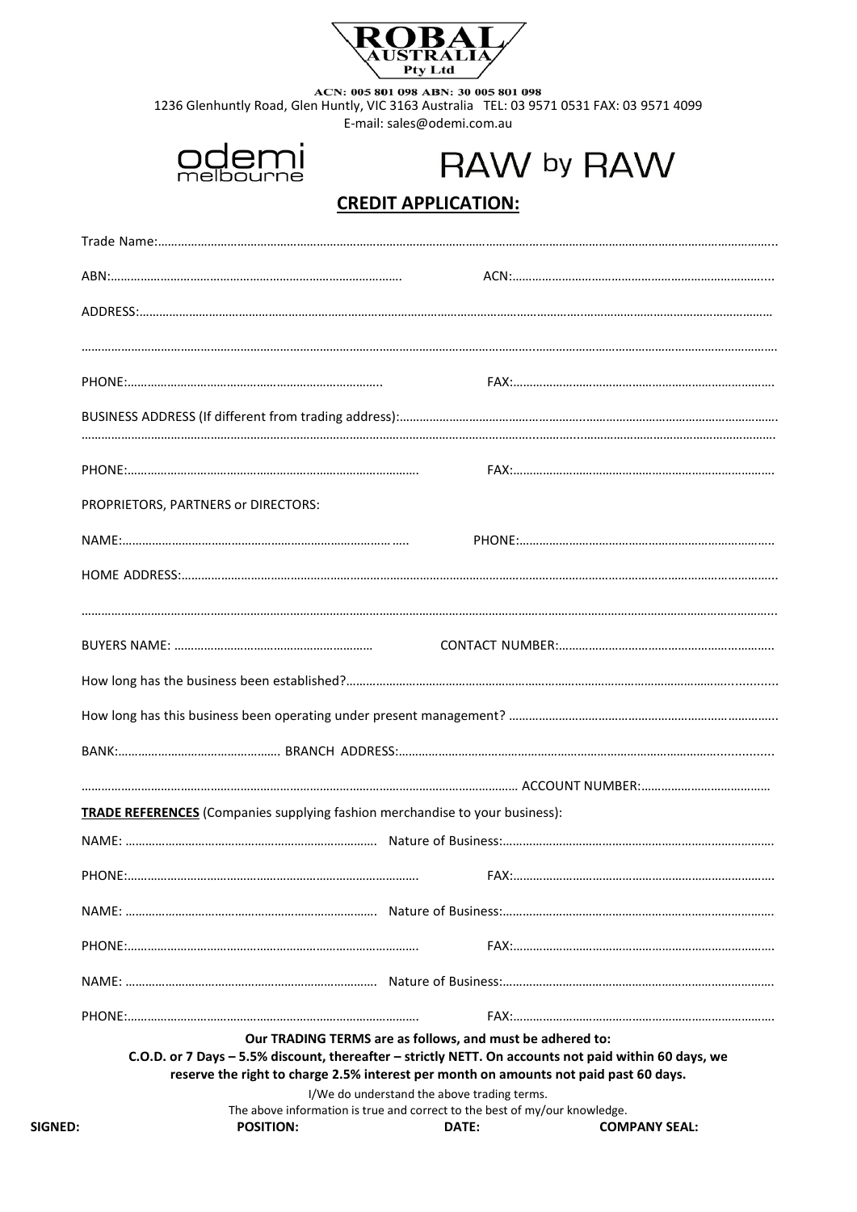**ROBAL AUSTRALIA Pty Ltd**

**ACN: 005 801 098 ABN: 30 005 801 098**

1236 Glenhuntly Road, Glen Huntly, VIC 3163 Australia TEL: 03 9571 0531 FAX: 03 9571 4099

E-mail: sales@odemi.com.au

odemi melbourne RAW by RAW

## CREDIT APPLICATION:

Trade Name:……………………………………………………………………………………………………………………………………………………………

ABN:………………………………………………………………………… ACN:……………………………………………………………………

ADDRESS:……………………………………………………………………………………………………………………………………………………………

……………………………………………………………………………………………………………………………………………………………………………

PHONE:……………………………………………………………… FAX:……………………………………………………………………

BUSINESS ADDRESS (If different from trading address):………………………………………………………………………………………………

……………………………………………………………………………………………………………………………………………………………………………

PHONE:……………………………………………………………………… FAX:……………………………………………………………………

PROPRIETORS, PARTNERS or DIRECTORS:

NAME:……………………………………………………………………… PHONE:…………………………………………………………………

HOME ADDRESS:……………………………………………………………………………………………………………………………………………………

……………………………………………………………………………………………………………………………………………………………………………

BUYERS NAME: …………………………………………………… CONTACT NUMBER:……………………………………………………

How long has the business been established?………………………………………………………………………………………………………………

How long has this business been operating under present management? ……………………………………………………………………

BANK:………………………………………… BRANCH ADDRESS:……………………………………………………………………………………………

…………………………………………………………………………………………………………… ACCOUNT NUMBER:…………………………………

**TRADE REFERENCES** (Companies supplying fashion merchandise to your business):

NAME: ………………………………………………………………. Nature of Business:………………………………………………………………………

PHONE:……………………………………………………………………… FAX:……………………………………………………………………

NAME: ………………………………………………………………. Nature of Business:………………………………………………………………………

PHONE:……………………………………………………………………… FAX:……………………………………………………………………

NAME: ………………………………………………………………. Nature of Business:………………………………………………………………………

PHONE:……………………………………………………………………… FAX:……………………………………………………………………

**Our TRADING TERMS are as follows, and must be adhered to:**
**C.O.D. or 7 Days – 5.5% discount, thereafter – strictly NETT. On accounts not paid within 60 days, we reserve the right to charge 2.5% interest per month on amounts not paid past 60 days.**

I/We do understand the above trading terms.
The above information is true and correct to the best of my/our knowledge.

**SIGNED:** **POSITION:** **DATE:** **COMPANY SEAL:**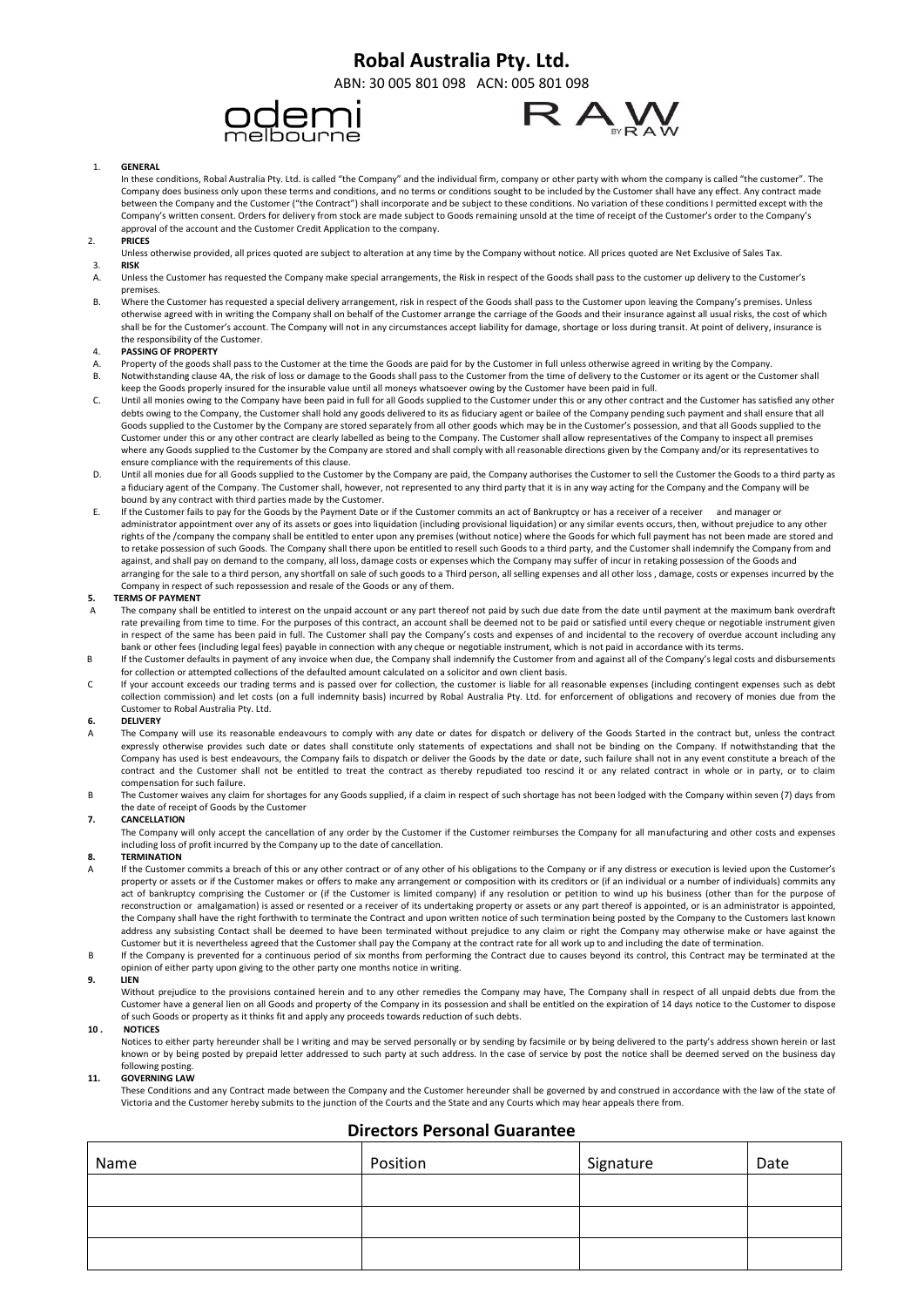# Robal Australia Pty. Ltd.

ABN: 30 005 801 098 ACN: 005 801 098

odemi melbourne

RAW BY RAW

1. **GENERAL**

In these conditions, Robal Australia Pty. Ltd. is called "the Company" and the individual firm, company or other party with whom the company is called "the customer". The Company does business only upon these terms and conditions, and no terms or conditions sought to be included by the Customer shall have any effect. Any contract made between the Company and the Customer ("the Contract") shall incorporate and be subject to these conditions. No variation of these conditions I permitted except with the Company's written consent. Orders for delivery from stock are made subject to Goods remaining unsold at the time of receipt of the Customer's order to the Company's approval of the account and the Customer Credit Application to the company.

2. **PRICES**

Unless otherwise provided, all prices quoted are subject to alteration at any time by the Company without notice. All prices quoted are Net Exclusive of Sales Tax.

3. **RISK**

A. Unless the Customer has requested the Company make special arrangements, the Risk in respect of the Goods shall pass to the customer up delivery to the Customer's premises.

B. Where the Customer has requested a special delivery arrangement, risk in respect of the Goods shall pass to the Customer upon leaving the Company's premises. Unless otherwise agreed with in writing the Company shall on behalf of the Customer arrange the carriage of the Goods and their insurance against all usual risks, the cost of which shall be for the Customer's account. The Company will not in any circumstances accept liability for damage, shortage or loss during transit. At point of delivery, insurance is the responsibility of the Customer.

4. **PASSING OF PROPERTY**

A. Property of the goods shall pass to the Customer at the time the Goods are paid for by the Customer in full unless otherwise agreed in writing by the Company.

B. Notwithstanding clause 4A, the risk of loss or damage to the Goods shall pass to the Customer from the time of delivery to the Customer or its agent or the Customer shall keep the Goods properly insured for the insurable value until all moneys whatsoever owing by the Customer have been paid in full.

C. Until all monies owing to the Company have been paid in full for all Goods supplied to the Customer under this or any other contract and the Customer has satisfied any other debts owing to the Company, the Customer shall hold any goods delivered to its as fiduciary agent or bailee of the Company pending such payment and shall ensure that all Goods supplied to the Customer by the Company are stored separately from all other goods which may be in the Customer's possession, and that all Goods supplied to the Customer under this or any other contract are clearly labelled as being to the Company. The Customer shall allow representatives of the Company to inspect all premises where any Goods supplied to the Customer by the Company are stored and shall comply with all reasonable directions given by the Company and/or its representatives to ensure compliance with the requirements of this clause.

D. Until all monies due for all Goods supplied to the Customer by the Company are paid, the Company authorises the Customer to sell the Customer the Goods to a third party as a fiduciary agent of the Company. The Customer shall, however, not represented to any third party that it is in any way acting for the Company and the Company will be bound by any contract with third parties made by the Customer.

E. If the Customer fails to pay for the Goods by the Payment Date or if the Customer commits an act of Bankruptcy or has a receiver of a receiver and manager or administrator appointment over any of its assets or goes into liquidation (including provisional liquidation) or any similar events occurs, then, without prejudice to any other rights of the /company the company shall be entitled to enter upon any premises (without notice) where the Goods for which full payment has not been made are stored and to retake possession of such Goods. The Company shall there upon be entitled to resell such Goods to a third party, and the Customer shall indemnify the Company from and against, and shall pay on demand to the company, all loss, damage costs or expenses which the Company may suffer of incur in retaking possession of the Goods and arranging for the sale to a third person, any shortfall on sale of such goods to a Third person, all selling expenses and all other loss , damage, costs or expenses incurred by the Company in respect of such repossession and resale of the Goods or any of them.

5. **TERMS OF PAYMENT**

A The company shall be entitled to interest on the unpaid account or any part thereof not paid by such due date from the date until payment at the maximum bank overdraft rate prevailing from time to time. For the purposes of this contract, an account shall be deemed not to be paid or satisfied until every cheque or negotiable instrument given in respect of the same has been paid in full. The Customer shall pay the Company's costs and expenses of and incidental to the recovery of overdue account including any bank or other fees (including legal fees) payable in connection with any cheque or negotiable instrument, which is not paid in accordance with its terms.

B If the Customer defaults in payment of any invoice when due, the Company shall indemnify the Customer from and against all of the Company's legal costs and disbursements for collection or attempted collections of the defaulted amount calculated on a solicitor and own client basis.

C If your account exceeds our trading terms and is passed over for collection, the customer is liable for all reasonable expenses (including contingent expenses such as debt collection commission) and let costs (on a full indemnity basis) incurred by Robal Australia Pty. Ltd. for enforcement of obligations and recovery of monies due from the Customer to Robal Australia Pty. Ltd.

6. **DELIVERY**

A The Company will use its reasonable endeavours to comply with any date or dates for dispatch or delivery of the Goods Started in the contract but, unless the contract expressly otherwise provides such date or dates shall constitute only statements of expectations and shall not be binding on the Company. If notwithstanding that the Company has used is best endeavours, the Company fails to dispatch or deliver the Goods by the date or date, such failure shall not in any event constitute a breach of the contract and the Customer shall not be entitled to treat the contract as thereby repudiated too rescind it or any related contract in whole or in party, or to claim compensation for such failure.

B The Customer waives any claim for shortages for any Goods supplied, if a claim in respect of such shortage has not been lodged with the Company within seven (7) days from the date of receipt of Goods by the Customer

7. **CANCELLATION**

The Company will only accept the cancellation of any order by the Customer if the Customer reimburses the Company for all manufacturing and other costs and expenses including loss of profit incurred by the Company up to the date of cancellation.

8. **TERMINATION**

A If the Customer commits a breach of this or any other contract or of any other of his obligations to the Company or if any distress or execution is levied upon the Customer's property or assets or if the Customer makes or offers to make any arrangement or composition with its creditors or (if an individual or a number of individuals) commits any act of bankruptcy comprising the Customer or (if the Customer is limited company) if any resolution or petition to wind up his business (other than for the purpose of reconstruction or amalgamation) is assed or resented or a receiver of its undertaking property or assets or any part thereof is appointed, or is an administrator is appointed, the Company shall have the right forthwith to terminate the Contract and upon written notice of such termination being posted by the Company to the Customers last known address any subsisting Contact shall be deemed to have been terminated without prejudice to any claim or right the Company may otherwise make or have against the Customer but it is nevertheless agreed that the Customer shall pay the Company at the contract rate for all work up to and including the date of termination.

B If the Company is prevented for a continuous period of six months from performing the Contract due to causes beyond its control, this Contract may be terminated at the opinion of either party upon giving to the other party one months notice in writing.

9. **LIEN**

Without prejudice to the provisions contained herein and to any other remedies the Company may have, The Company shall in respect of all unpaid debts due from the Customer have a general lien on all Goods and property of the Company in its possession and shall be entitled on the expiration of 14 days notice to the Customer to dispose of such Goods or property as it thinks fit and apply any proceeds towards reduction of such debts.

10 . **NOTICES**

Notices to either party hereunder shall be I writing and may be served personally or by sending by facsimile or by being delivered to the party's address shown herein or last known or by being posted by prepaid letter addressed to such party at such address. In the case of service by post the notice shall be deemed served on the business day following posting.

11. **GOVERNING LAW**

These Conditions and any Contract made between the Company and the Customer hereunder shall be governed by and construed in accordance with the law of the state of Victoria and the Customer hereby submits to the junction of the Courts and the State and any Courts which may hear appeals there from.

## Directors Personal Guarantee

| Name | Position | Signature | Date |
|---|---|---|---|
| | | | |
| | | | |
| | | | |